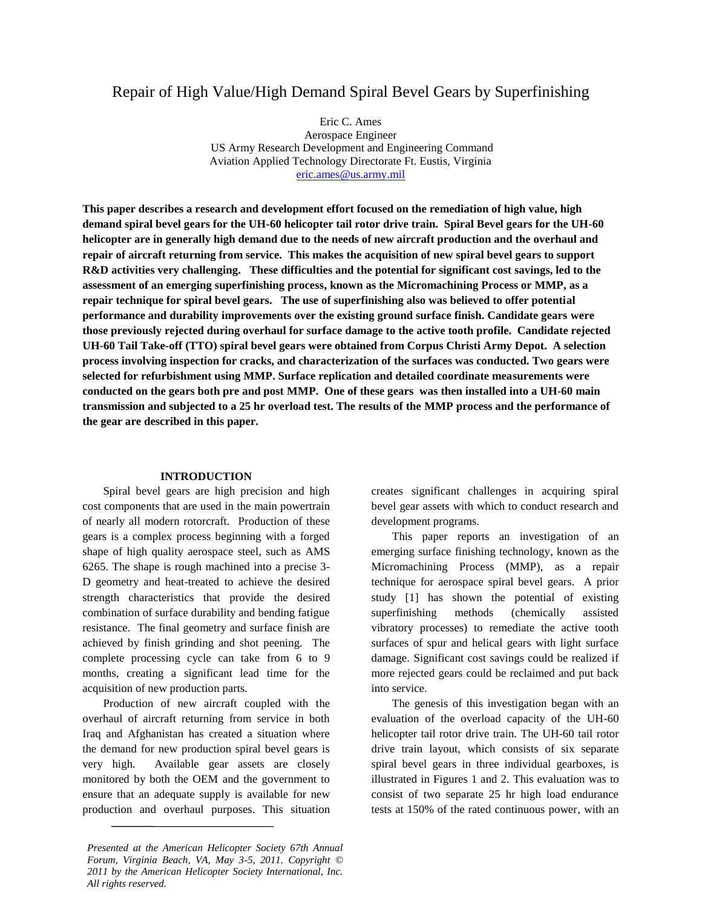# Repair of High Value/High Demand Spiral Bevel Gears by Superfinishing

Eric C. Ames
Aerospace Engineer
US Army Research Development and Engineering Command
Aviation Applied Technology Directorate Ft. Eustis, Virginia
eric.ames@us.army.mil

**This paper describes a research and development effort focused on the remediation of high value, high demand spiral bevel gears for the UH-60 helicopter tail rotor drive train. Spiral Bevel gears for the UH-60 helicopter are in generally high demand due to the needs of new aircraft production and the overhaul and repair of aircraft returning from service. This makes the acquisition of new spiral bevel gears to support R&D activities very challenging. These difficulties and the potential for significant cost savings, led to the assessment of an emerging superfinishing process, known as the Micromachining Process or MMP, as a repair technique for spiral bevel gears. The use of superfinishing also was believed to offer potential performance and durability improvements over the existing ground surface finish. Candidate gears were those previously rejected during overhaul for surface damage to the active tooth profile. Candidate rejected UH-60 Tail Take-off (TTO) spiral bevel gears were obtained from Corpus Christi Army Depot. A selection process involving inspection for cracks, and characterization of the surfaces was conducted. Two gears were selected for refurbishment using MMP. Surface replication and detailed coordinate measurements were conducted on the gears both pre and post MMP. One of these gears was then installed into a UH-60 main transmission and subjected to a 25 hr overload test. The results of the MMP process and the performance of the gear are described in this paper.**

## INTRODUCTION

Spiral bevel gears are high precision and high cost components that are used in the main powertrain of nearly all modern rotorcraft. Production of these gears is a complex process beginning with a forged shape of high quality aerospace steel, such as AMS 6265. The shape is rough machined into a precise 3-D geometry and heat-treated to achieve the desired strength characteristics that provide the desired combination of surface durability and bending fatigue resistance. The final geometry and surface finish are achieved by finish grinding and shot peening. The complete processing cycle can take from 6 to 9 months, creating a significant lead time for the acquisition of new production parts.

Production of new aircraft coupled with the overhaul of aircraft returning from service in both Iraq and Afghanistan has created a situation where the demand for new production spiral bevel gears is very high. Available gear assets are closely monitored by both the OEM and the government to ensure that an adequate supply is available for new production and overhaul purposes. This situation creates significant challenges in acquiring spiral bevel gear assets with which to conduct research and development programs.

This paper reports an investigation of an emerging surface finishing technology, known as the Micromachining Process (MMP), as a repair technique for aerospace spiral bevel gears. A prior study [1] has shown the potential of existing superfinishing methods (chemically assisted vibratory processes) to remediate the active tooth surfaces of spur and helical gears with light surface damage. Significant cost savings could be realized if more rejected gears could be reclaimed and put back into service.

The genesis of this investigation began with an evaluation of the overload capacity of the UH-60 helicopter tail rotor drive train. The UH-60 tail rotor drive train layout, which consists of six separate spiral bevel gears in three individual gearboxes, is illustrated in Figures 1 and 2. This evaluation was to consist of two separate 25 hr high load endurance tests at 150% of the rated continuous power, with an

*Presented at the American Helicopter Society 67th Annual Forum, Virginia Beach, VA, May 3-5, 2011. Copyright © 2011 by the American Helicopter Society International, Inc. All rights reserved.*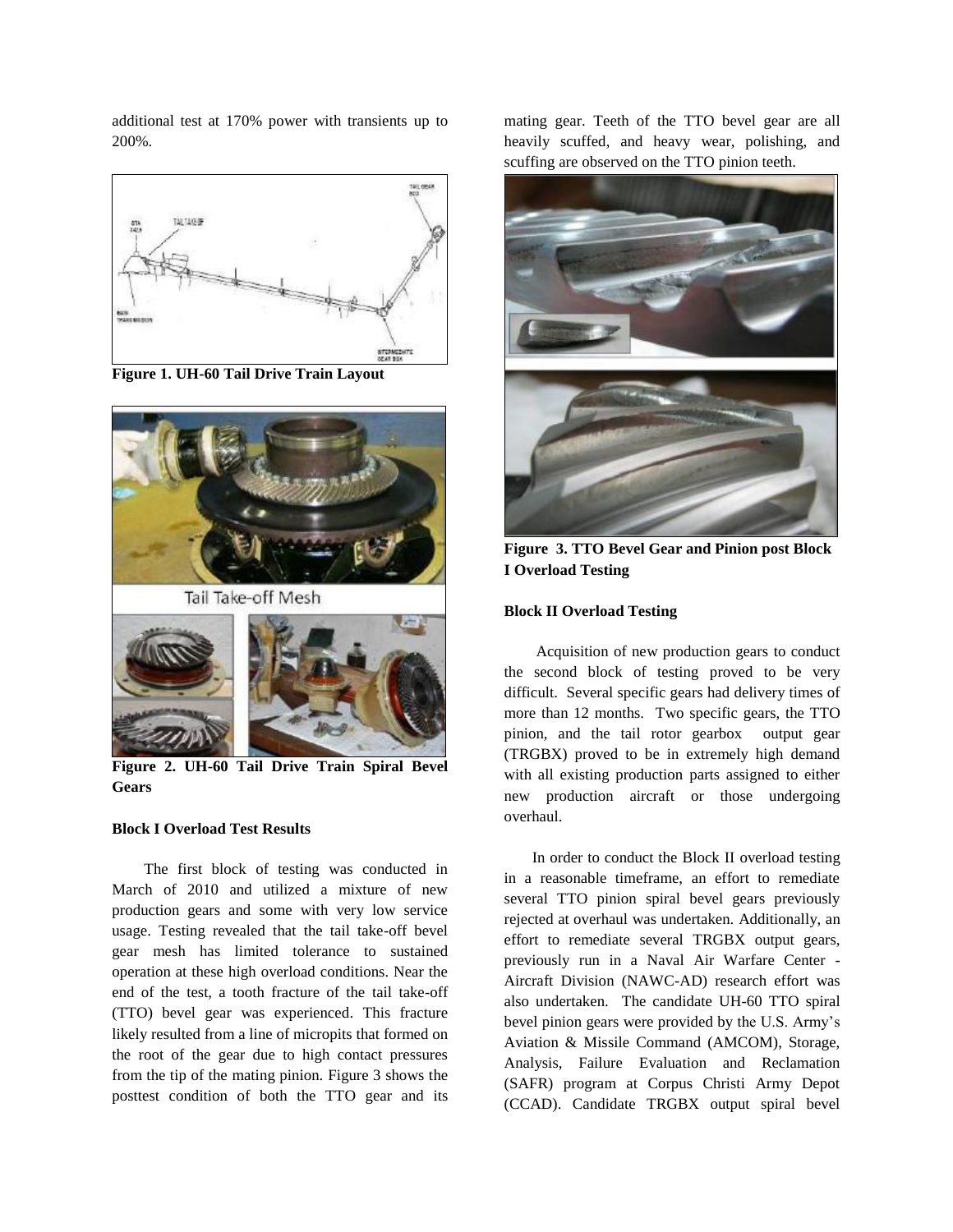additional test at 170% power with transients up to 200%.

**Figure 1. UH-60 Tail Drive Train Layout**

**Figure 2. UH-60 Tail Drive Train Spiral Bevel Gears**

**Block I Overload Test Results**

The first block of testing was conducted in March of 2010 and utilized a mixture of new production gears and some with very low service usage. Testing revealed that the tail take-off bevel gear mesh has limited tolerance to sustained operation at these high overload conditions. Near the end of the test, a tooth fracture of the tail take-off (TTO) bevel gear was experienced. This fracture likely resulted from a line of micropits that formed on the root of the gear due to high contact pressures from the tip of the mating pinion. Figure 3 shows the posttest condition of both the TTO gear and its mating gear. Teeth of the TTO bevel gear are all heavily scuffed, and heavy wear, polishing, and scuffing are observed on the TTO pinion teeth.

**Figure 3. TTO Bevel Gear and Pinion post Block I Overload Testing**

**Block II Overload Testing**

Acquisition of new production gears to conduct the second block of testing proved to be very difficult. Several specific gears had delivery times of more than 12 months. Two specific gears, the TTO pinion, and the tail rotor gearbox output gear (TRGBX) proved to be in extremely high demand with all existing production parts assigned to either new production aircraft or those undergoing overhaul.

In order to conduct the Block II overload testing in a reasonable timeframe, an effort to remediate several TTO pinion spiral bevel gears previously rejected at overhaul was undertaken. Additionally, an effort to remediate several TRGBX output gears, previously run in a Naval Air Warfare Center - Aircraft Division (NAWC-AD) research effort was also undertaken. The candidate UH-60 TTO spiral bevel pinion gears were provided by the U.S. Army's Aviation & Missile Command (AMCOM), Storage, Analysis, Failure Evaluation and Reclamation (SAFR) program at Corpus Christi Army Depot (CCAD). Candidate TRGBX output spiral bevel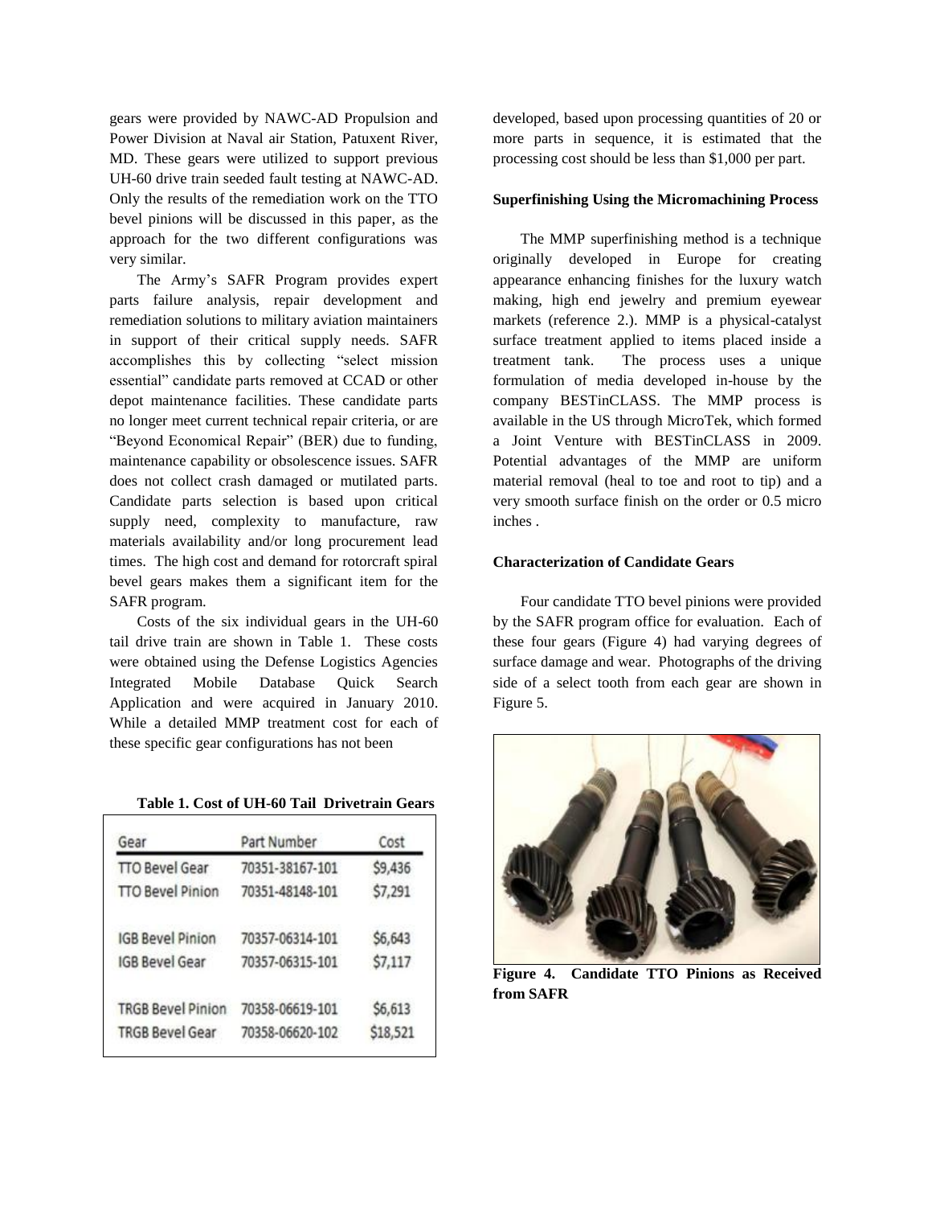gears were provided by NAWC-AD Propulsion and Power Division at Naval air Station, Patuxent River, MD. These gears were utilized to support previous UH-60 drive train seeded fault testing at NAWC-AD. Only the results of the remediation work on the TTO bevel pinions will be discussed in this paper, as the approach for the two different configurations was very similar.

The Army's SAFR Program provides expert parts failure analysis, repair development and remediation solutions to military aviation maintainers in support of their critical supply needs. SAFR accomplishes this by collecting "select mission essential" candidate parts removed at CCAD or other depot maintenance facilities. These candidate parts no longer meet current technical repair criteria, or are "Beyond Economical Repair" (BER) due to funding, maintenance capability or obsolescence issues. SAFR does not collect crash damaged or mutilated parts. Candidate parts selection is based upon critical supply need, complexity to manufacture, raw materials availability and/or long procurement lead times. The high cost and demand for rotorcraft spiral bevel gears makes them a significant item for the SAFR program.

Costs of the six individual gears in the UH-60 tail drive train are shown in Table 1. These costs were obtained using the Defense Logistics Agencies Integrated Mobile Database Quick Search Application and were acquired in January 2010. While a detailed MMP treatment cost for each of these specific gear configurations has not been developed, based upon processing quantities of 20 or more parts in sequence, it is estimated that the processing cost should be less than $1,000 per part.

**Table 1. Cost of UH-60 Tail Drivetrain Gears**

| Gear | Part Number | Cost |
|---|---|---|
| TTO Bevel Gear | 70351-38167-101 | $9,436 |
| TTO Bevel Pinion | 70351-48148-101 | $7,291 |
| IGB Bevel Pinion | 70357-06314-101 | $6,643 |
| IGB Bevel Gear | 70357-06315-101 | $7,117 |
| TRGB Bevel Pinion | 70358-06619-101 | $6,613 |
| TRGB Bevel Gear | 70358-06620-102 | $18,521 |

**Superfinishing Using the Micromachining Process**

The MMP superfinishing method is a technique originally developed in Europe for creating appearance enhancing finishes for the luxury watch making, high end jewelry and premium eyewear markets (reference 2.). MMP is a physical-catalyst surface treatment applied to items placed inside a treatment tank. The process uses a unique formulation of media developed in-house by the company BESTinCLASS. The MMP process is available in the US through MicroTek, which formed a Joint Venture with BESTinCLASS in 2009. Potential advantages of the MMP are uniform material removal (heal to toe and root to tip) and a very smooth surface finish on the order or 0.5 micro inches .

**Characterization of Candidate Gears**

Four candidate TTO bevel pinions were provided by the SAFR program office for evaluation. Each of these four gears (Figure 4) had varying degrees of surface damage and wear. Photographs of the driving side of a select tooth from each gear are shown in Figure 5.

**Figure 4. Candidate TTO Pinions as Received from SAFR**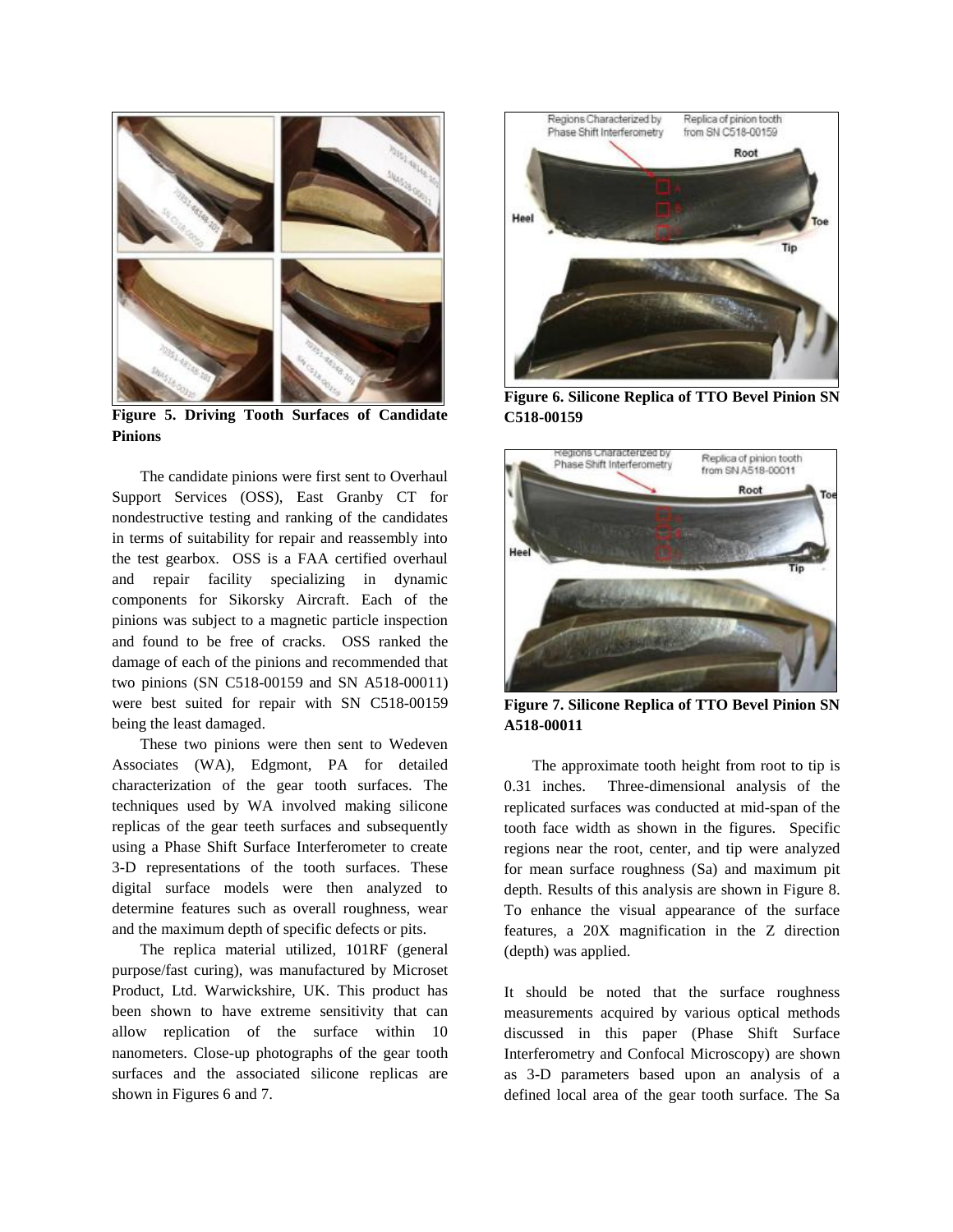Figure 5. Driving Tooth Surfaces of Candidate Pinions

The candidate pinions were first sent to Overhaul Support Services (OSS), East Granby CT for nondestructive testing and ranking of the candidates in terms of suitability for repair and reassembly into the test gearbox. OSS is a FAA certified overhaul and repair facility specializing in dynamic components for Sikorsky Aircraft. Each of the pinions was subject to a magnetic particle inspection and found to be free of cracks. OSS ranked the damage of each of the pinions and recommended that two pinions (SN C518-00159 and SN A518-00011) were best suited for repair with SN C518-00159 being the least damaged.

These two pinions were then sent to Wedeven Associates (WA), Edgmont, PA for detailed characterization of the gear tooth surfaces. The techniques used by WA involved making silicone replicas of the gear teeth surfaces and subsequently using a Phase Shift Surface Interferometer to create 3-D representations of the tooth surfaces. These digital surface models were then analyzed to determine features such as overall roughness, wear and the maximum depth of specific defects or pits.

The replica material utilized, 101RF (general purpose/fast curing), was manufactured by Microset Product, Ltd. Warwickshire, UK. This product has been shown to have extreme sensitivity that can allow replication of the surface within 10 nanometers. Close-up photographs of the gear tooth surfaces and the associated silicone replicas are shown in Figures 6 and 7.

Figure 6. Silicone Replica of TTO Bevel Pinion SN C518-00159

Figure 7. Silicone Replica of TTO Bevel Pinion SN A518-00011

The approximate tooth height from root to tip is 0.31 inches. Three-dimensional analysis of the replicated surfaces was conducted at mid-span of the tooth face width as shown in the figures. Specific regions near the root, center, and tip were analyzed for mean surface roughness (Sa) and maximum pit depth. Results of this analysis are shown in Figure 8. To enhance the visual appearance of the surface features, a 20X magnification in the Z direction (depth) was applied.

It should be noted that the surface roughness measurements acquired by various optical methods discussed in this paper (Phase Shift Surface Interferometry and Confocal Microscopy) are shown as 3-D parameters based upon an analysis of a defined local area of the gear tooth surface. The Sa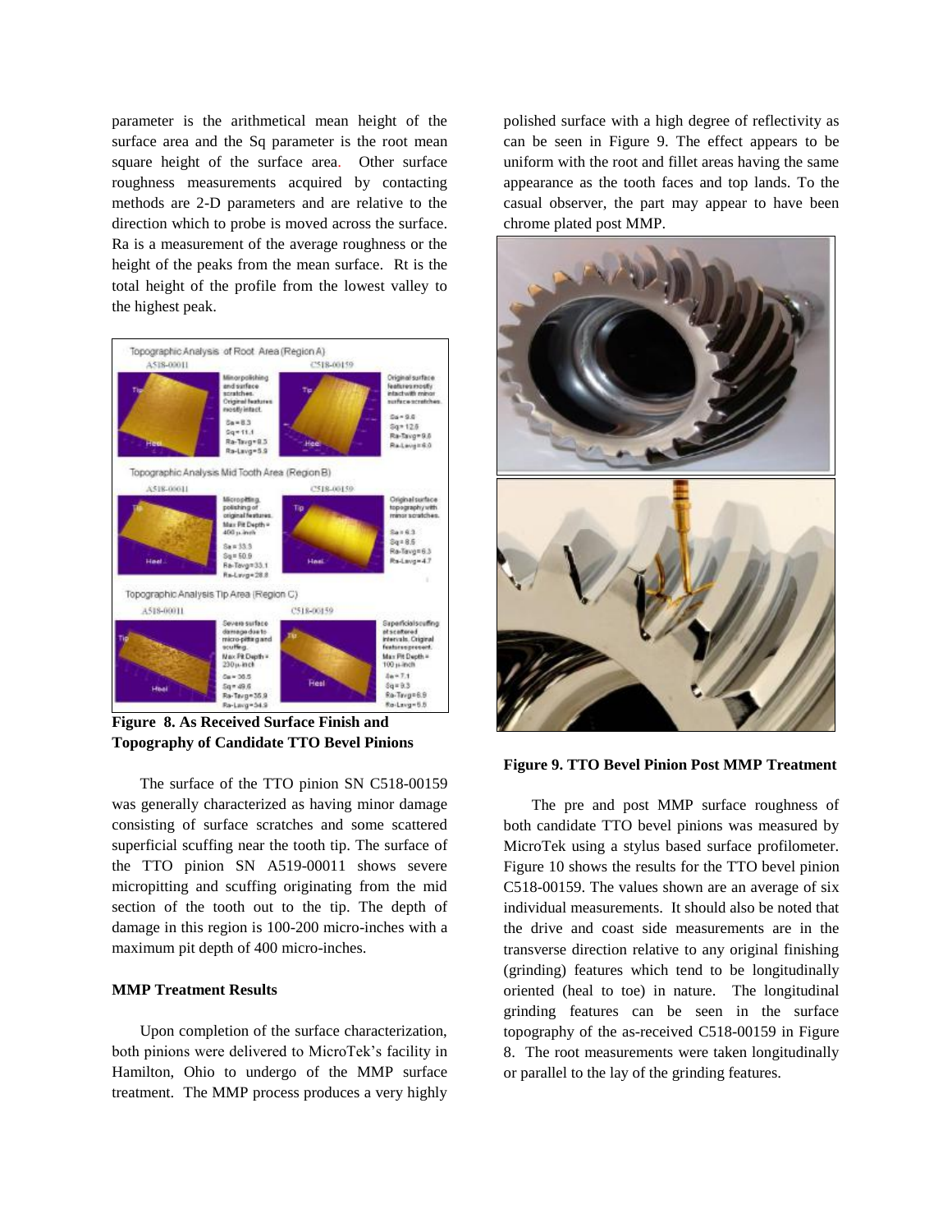parameter is the arithmetical mean height of the surface area and the Sq parameter is the root mean square height of the surface area. Other surface roughness measurements acquired by contacting methods are 2-D parameters and are relative to the direction which to probe is moved across the surface. Ra is a measurement of the average roughness or the height of the peaks from the mean surface. Rt is the total height of the profile from the lowest valley to the highest peak.

**Figure 8. As Received Surface Finish and Topography of Candidate TTO Bevel Pinions**

The surface of the TTO pinion SN C518-00159 was generally characterized as having minor damage consisting of surface scratches and some scattered superficial scuffing near the tooth tip. The surface of the TTO pinion SN A519-00011 shows severe micropitting and scuffing originating from the mid section of the tooth out to the tip. The depth of damage in this region is 100-200 micro-inches with a maximum pit depth of 400 micro-inches.

### MMP Treatment Results

Upon completion of the surface characterization, both pinions were delivered to MicroTek's facility in Hamilton, Ohio to undergo of the MMP surface treatment. The MMP process produces a very highly polished surface with a high degree of reflectivity as can be seen in Figure 9. The effect appears to be uniform with the root and fillet areas having the same appearance as the tooth faces and top lands. To the casual observer, the part may appear to have been chrome plated post MMP.

**Figure 9. TTO Bevel Pinion Post MMP Treatment**

The pre and post MMP surface roughness of both candidate TTO bevel pinions was measured by MicroTek using a stylus based surface profilometer. Figure 10 shows the results for the TTO bevel pinion C518-00159. The values shown are an average of six individual measurements. It should also be noted that the drive and coast side measurements are in the transverse direction relative to any original finishing (grinding) features which tend to be longitudinally oriented (heal to toe) in nature. The longitudinal grinding features can be seen in the surface topography of the as-received C518-00159 in Figure 8. The root measurements were taken longitudinally or parallel to the lay of the grinding features.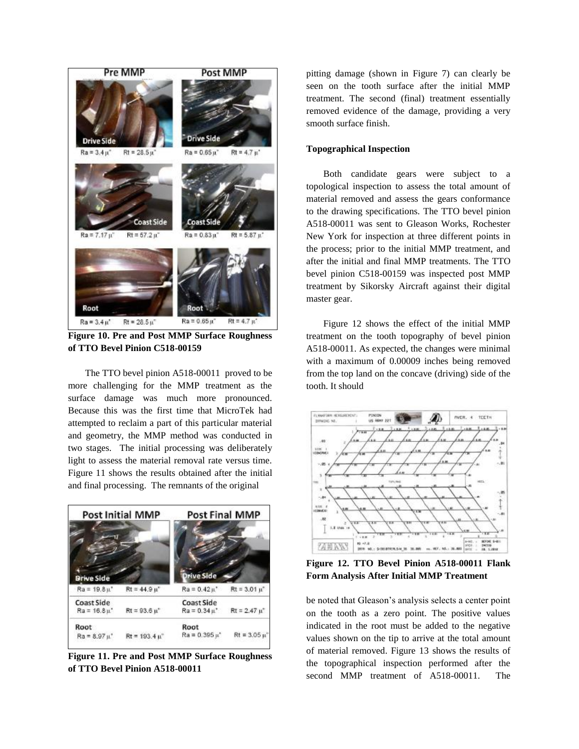Figure 10. Pre and Post MMP Surface Roughness of TTO Bevel Pinion C518-00159

The TTO bevel pinion A518-00011 proved to be more challenging for the MMP treatment as the surface damage was much more pronounced. Because this was the first time that MicroTek had attempted to reclaim a part of this particular material and geometry, the MMP method was conducted in two stages. The initial processing was deliberately light to assess the material removal rate versus time. Figure 11 shows the results obtained after the initial and final processing. The remnants of the original

Figure 11. Pre and Post MMP Surface Roughness of TTO Bevel Pinion A518-00011

pitting damage (shown in Figure 7) can clearly be seen on the tooth surface after the initial MMP treatment. The second (final) treatment essentially removed evidence of the damage, providing a very smooth surface finish.

### Topographical Inspection

Both candidate gears were subject to a topological inspection to assess the total amount of material removed and assess the gears conformance to the drawing specifications. The TTO bevel pinion A518-00011 was sent to Gleason Works, Rochester New York for inspection at three different points in the process; prior to the initial MMP treatment, and after the initial and final MMP treatments. The TTO bevel pinion C518-00159 was inspected post MMP treatment by Sikorsky Aircraft against their digital master gear.

Figure 12 shows the effect of the initial MMP treatment on the tooth topography of bevel pinion A518-00011. As expected, the changes were minimal with a maximum of 0.00009 inches being removed from the top land on the concave (driving) side of the tooth. It should

Figure 12. TTO Bevel Pinion A518-00011 Flank Form Analysis After Initial MMP Treatment

be noted that Gleason's analysis selects a center point on the tooth as a zero point. The positive values indicated in the root must be added to the negative values shown on the tip to arrive at the total amount of material removed. Figure 13 shows the results of the topographical inspection performed after the second MMP treatment of A518-00011. The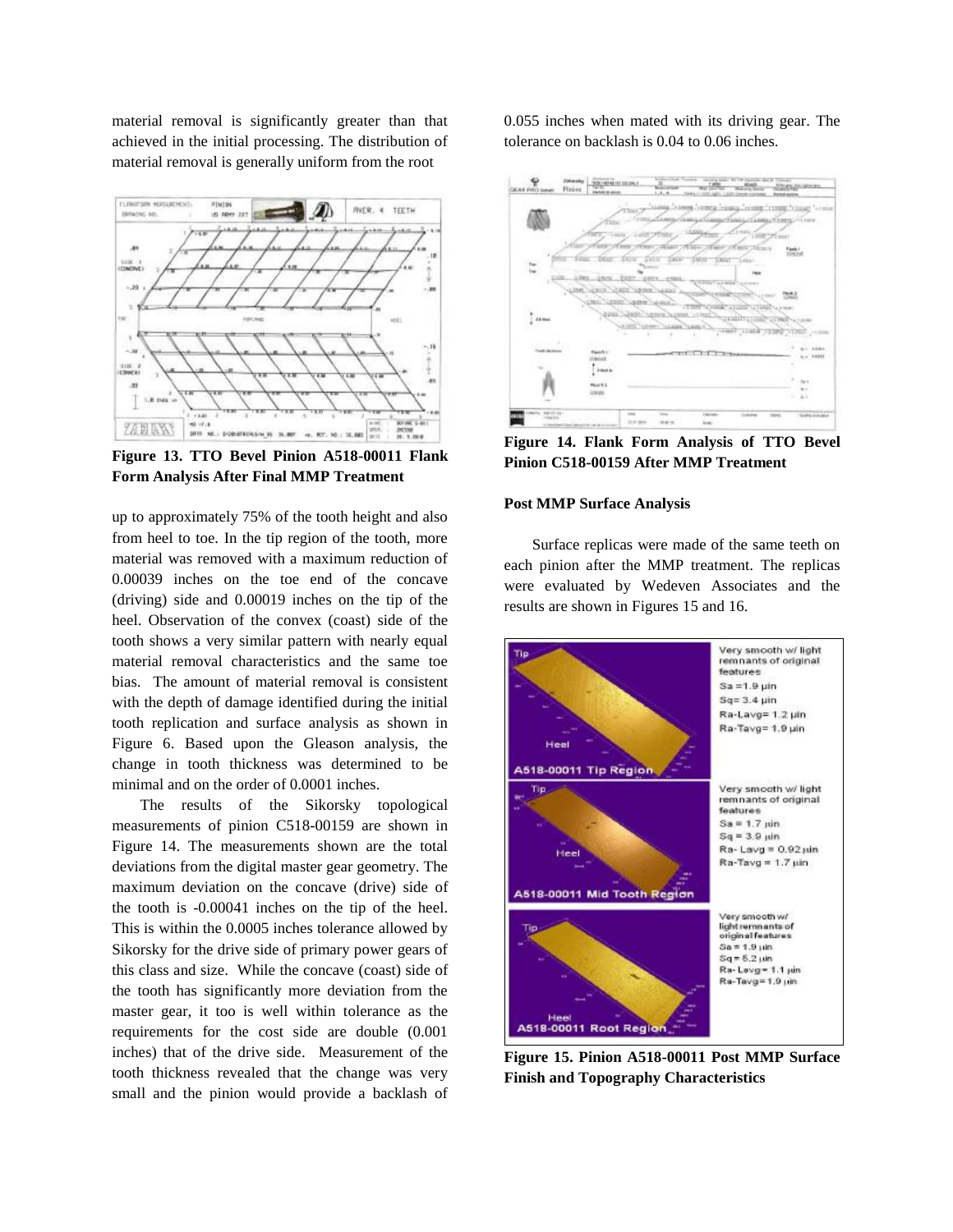material removal is significantly greater than that achieved in the initial processing. The distribution of material removal is generally uniform from the root

**Figure 13. TTO Bevel Pinion A518-00011 Flank Form Analysis After Final MMP Treatment**

up to approximately 75% of the tooth height and also from heel to toe. In the tip region of the tooth, more material was removed with a maximum reduction of 0.00039 inches on the toe end of the concave (driving) side and 0.00019 inches on the tip of the heel. Observation of the convex (coast) side of the tooth shows a very similar pattern with nearly equal material removal characteristics and the same toe bias. The amount of material removal is consistent with the depth of damage identified during the initial tooth replication and surface analysis as shown in Figure 6. Based upon the Gleason analysis, the change in tooth thickness was determined to be minimal and on the order of 0.0001 inches.

The results of the Sikorsky topological measurements of pinion C518-00159 are shown in Figure 14. The measurements shown are the total deviations from the digital master gear geometry. The maximum deviation on the concave (drive) side of the tooth is -0.00041 inches on the tip of the heel. This is within the 0.0005 inches tolerance allowed by Sikorsky for the drive side of primary power gears of this class and size. While the concave (coast) side of the tooth has significantly more deviation from the master gear, it too is well within tolerance as the requirements for the cost side are double (0.001 inches) that of the drive side. Measurement of the tooth thickness revealed that the change was very small and the pinion would provide a backlash of 0.055 inches when mated with its driving gear. The tolerance on backlash is 0.04 to 0.06 inches.

**Figure 14. Flank Form Analysis of TTO Bevel Pinion C518-00159 After MMP Treatment**

### Post MMP Surface Analysis

Surface replicas were made of the same teeth on each pinion after the MMP treatment. The replicas were evaluated by Wedeven Associates and the results are shown in Figures 15 and 16.

**Figure 15. Pinion A518-00011 Post MMP Surface Finish and Topography Characteristics**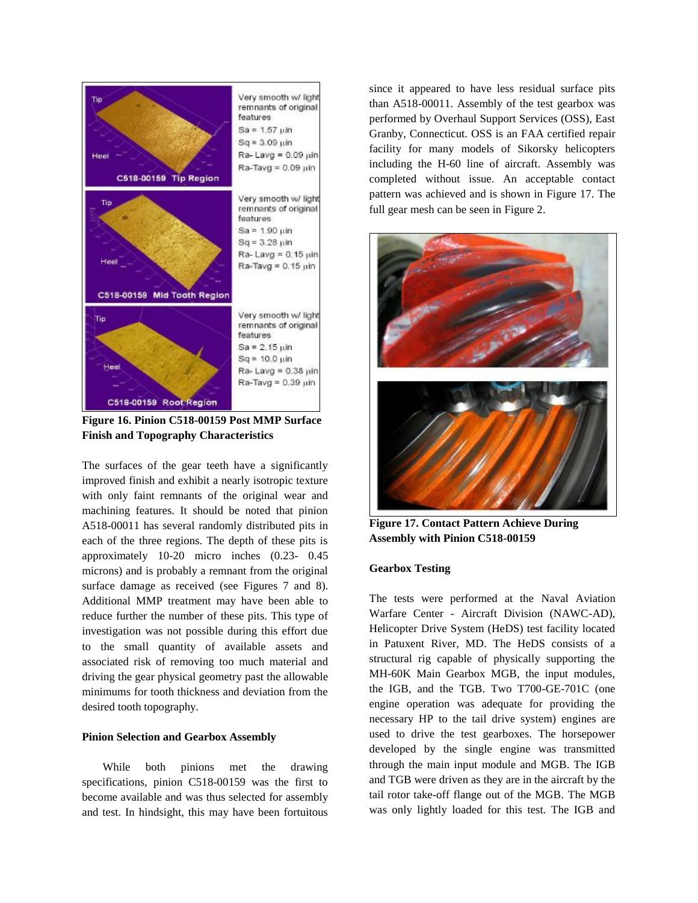**Figure 16. Pinion C518-00159 Post MMP Surface Finish and Topography Characteristics**

The surfaces of the gear teeth have a significantly improved finish and exhibit a nearly isotropic texture with only faint remnants of the original wear and machining features. It should be noted that pinion A518-00011 has several randomly distributed pits in each of the three regions. The depth of these pits is approximately 10-20 micro inches (0.23- 0.45 microns) and is probably a remnant from the original surface damage as received (see Figures 7 and 8). Additional MMP treatment may have been able to reduce further the number of these pits. This type of investigation was not possible during this effort due to the small quantity of available assets and associated risk of removing too much material and driving the gear physical geometry past the allowable minimums for tooth thickness and deviation from the desired tooth topography.

### Pinion Selection and Gearbox Assembly

While both pinions met the drawing specifications, pinion C518-00159 was the first to become available and was thus selected for assembly and test. In hindsight, this may have been fortuitous since it appeared to have less residual surface pits than A518-00011. Assembly of the test gearbox was performed by Overhaul Support Services (OSS), East Granby, Connecticut. OSS is an FAA certified repair facility for many models of Sikorsky helicopters including the H-60 line of aircraft. Assembly was completed without issue. An acceptable contact pattern was achieved and is shown in Figure 17. The full gear mesh can be seen in Figure 2.

**Figure 17. Contact Pattern Achieve During Assembly with Pinion C518-00159**

### Gearbox Testing

The tests were performed at the Naval Aviation Warfare Center - Aircraft Division (NAWC-AD), Helicopter Drive System (HeDS) test facility located in Patuxent River, MD. The HeDS consists of a structural rig capable of physically supporting the MH-60K Main Gearbox MGB, the input modules, the IGB, and the TGB. Two T700-GE-701C (one engine operation was adequate for providing the necessary HP to the tail drive system) engines are used to drive the test gearboxes. The horsepower developed by the single engine was transmitted through the main input module and MGB. The IGB and TGB were driven as they are in the aircraft by the tail rotor take-off flange out of the MGB. The MGB was only lightly loaded for this test. The IGB and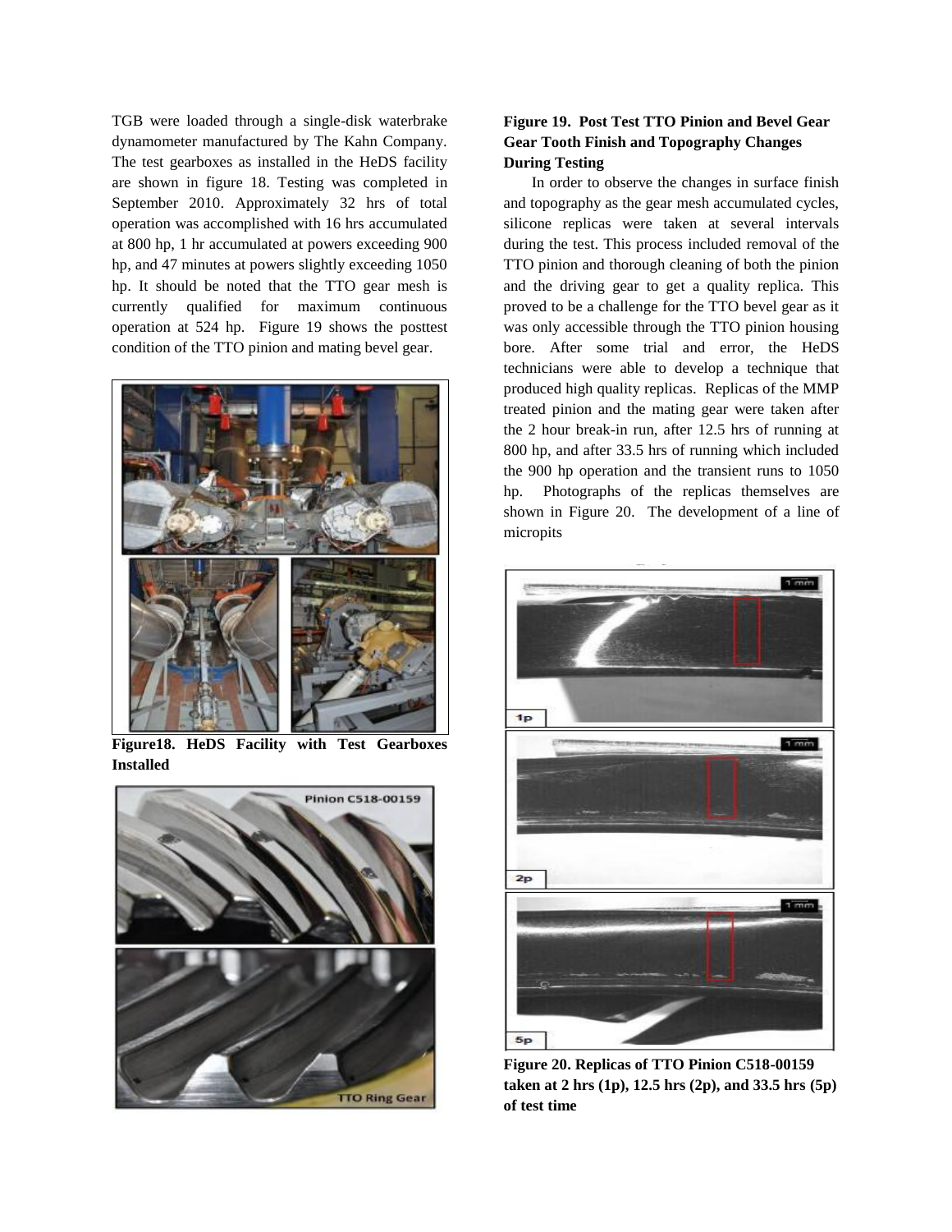TGB were loaded through a single-disk waterbrake dynamometer manufactured by The Kahn Company. The test gearboxes as installed in the HeDS facility are shown in figure 18. Testing was completed in September 2010. Approximately 32 hrs of total operation was accomplished with 16 hrs accumulated at 800 hp, 1 hr accumulated at powers exceeding 900 hp, and 47 minutes at powers slightly exceeding 1050 hp. It should be noted that the TTO gear mesh is currently qualified for maximum continuous operation at 524 hp. Figure 19 shows the posttest condition of the TTO pinion and mating bevel gear.

**Figure18. HeDS Facility with Test Gearboxes Installed**

**Figure 19. Post Test TTO Pinion and Bevel Gear Gear Tooth Finish and Topography Changes During Testing**

In order to observe the changes in surface finish and topography as the gear mesh accumulated cycles, silicone replicas were taken at several intervals during the test. This process included removal of the TTO pinion and thorough cleaning of both the pinion and the driving gear to get a quality replica. This proved to be a challenge for the TTO bevel gear as it was only accessible through the TTO pinion housing bore. After some trial and error, the HeDS technicians were able to develop a technique that produced high quality replicas. Replicas of the MMP treated pinion and the mating gear were taken after the 2 hour break-in run, after 12.5 hrs of running at 800 hp, and after 33.5 hrs of running which included the 900 hp operation and the transient runs to 1050 hp. Photographs of the replicas themselves are shown in Figure 20. The development of a line of micropits

**Figure 20. Replicas of TTO Pinion C518-00159 taken at 2 hrs (1p), 12.5 hrs (2p), and 33.5 hrs (5p) of test time**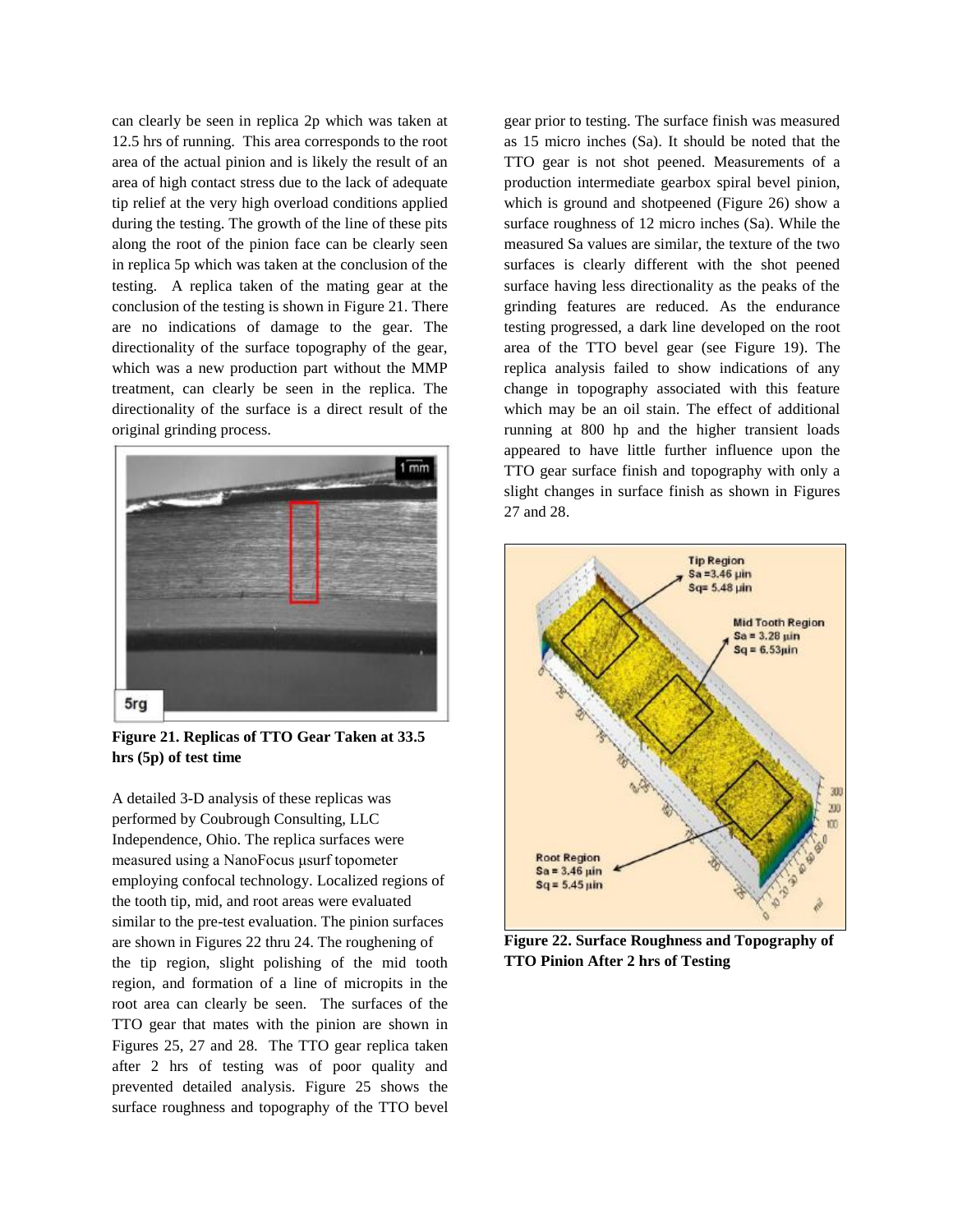can clearly be seen in replica 2p which was taken at 12.5 hrs of running. This area corresponds to the root area of the actual pinion and is likely the result of an area of high contact stress due to the lack of adequate tip relief at the very high overload conditions applied during the testing. The growth of the line of these pits along the root of the pinion face can be clearly seen in replica 5p which was taken at the conclusion of the testing. A replica taken of the mating gear at the conclusion of the testing is shown in Figure 21. There are no indications of damage to the gear. The directionality of the surface topography of the gear, which was a new production part without the MMP treatment, can clearly be seen in the replica. The directionality of the surface is a direct result of the original grinding process.

**Figure 21. Replicas of TTO Gear Taken at 33.5 hrs (5p) of test time**

A detailed 3-D analysis of these replicas was performed by Coubrough Consulting, LLC Independence, Ohio. The replica surfaces were measured using a NanoFocus µsurf topometer employing confocal technology. Localized regions of the tooth tip, mid, and root areas were evaluated similar to the pre-test evaluation. The pinion surfaces are shown in Figures 22 thru 24. The roughening of the tip region, slight polishing of the mid tooth region, and formation of a line of micropits in the root area can clearly be seen. The surfaces of the TTO gear that mates with the pinion are shown in Figures 25, 27 and 28. The TTO gear replica taken after 2 hrs of testing was of poor quality and prevented detailed analysis. Figure 25 shows the surface roughness and topography of the TTO bevel gear prior to testing. The surface finish was measured as 15 micro inches (Sa). It should be noted that the TTO gear is not shot peened. Measurements of a production intermediate gearbox spiral bevel pinion, which is ground and shotpeened (Figure 26) show a surface roughness of 12 micro inches (Sa). While the measured Sa values are similar, the texture of the two surfaces is clearly different with the shot peened surface having less directionality as the peaks of the grinding features are reduced. As the endurance testing progressed, a dark line developed on the root area of the TTO bevel gear (see Figure 19). The replica analysis failed to show indications of any change in topography associated with this feature which may be an oil stain. The effect of additional running at 800 hp and the higher transient loads appeared to have little further influence upon the TTO gear surface finish and topography with only a slight changes in surface finish as shown in Figures 27 and 28.

**Figure 22. Surface Roughness and Topography of TTO Pinion After 2 hrs of Testing**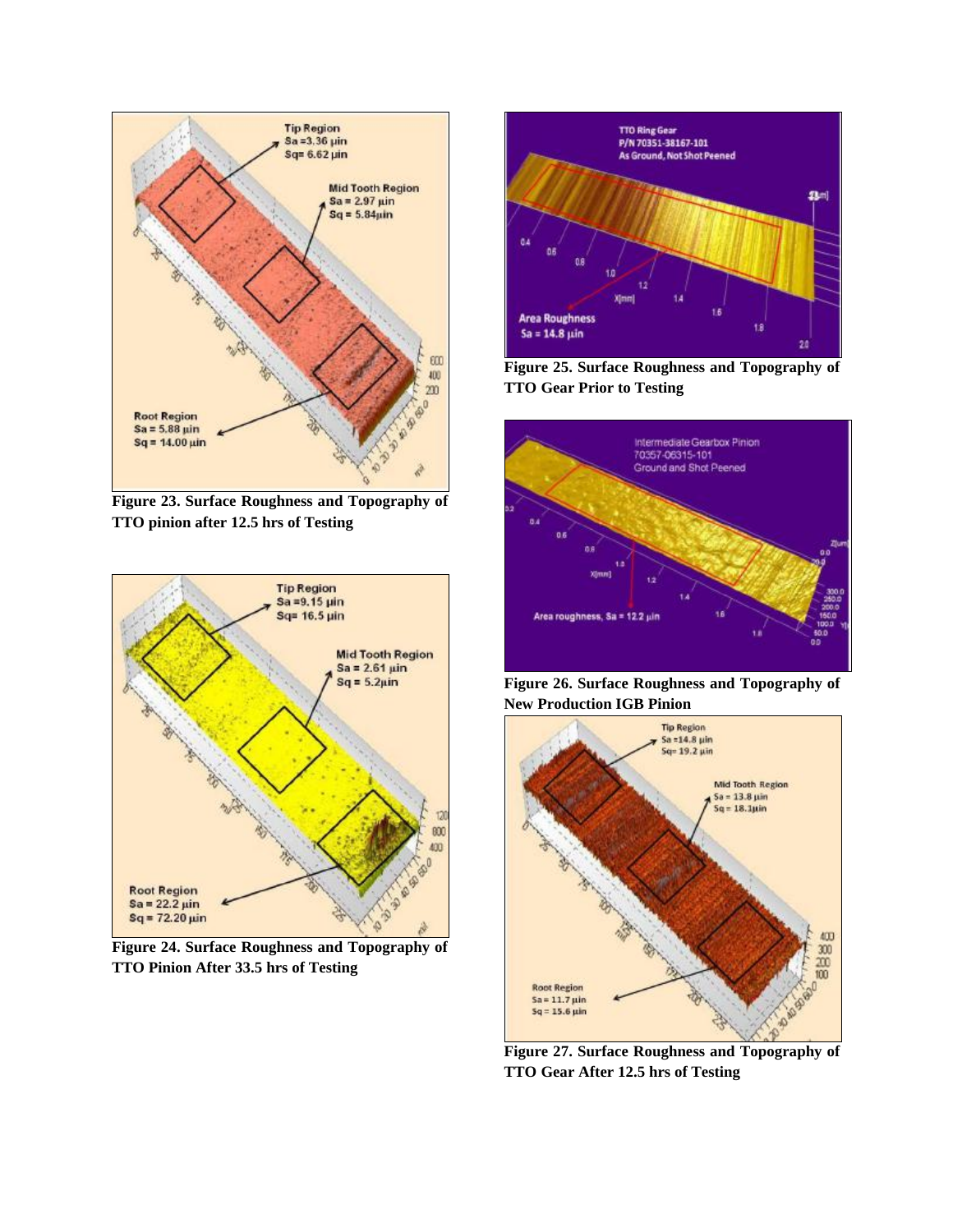Figure 23. Surface Roughness and Topography of TTO pinion after 12.5 hrs of Testing

Figure 24. Surface Roughness and Topography of TTO Pinion After 33.5 hrs of Testing

Figure 25. Surface Roughness and Topography of TTO Gear Prior to Testing

Figure 26. Surface Roughness and Topography of New Production IGB Pinion

Figure 27. Surface Roughness and Topography of TTO Gear After 12.5 hrs of Testing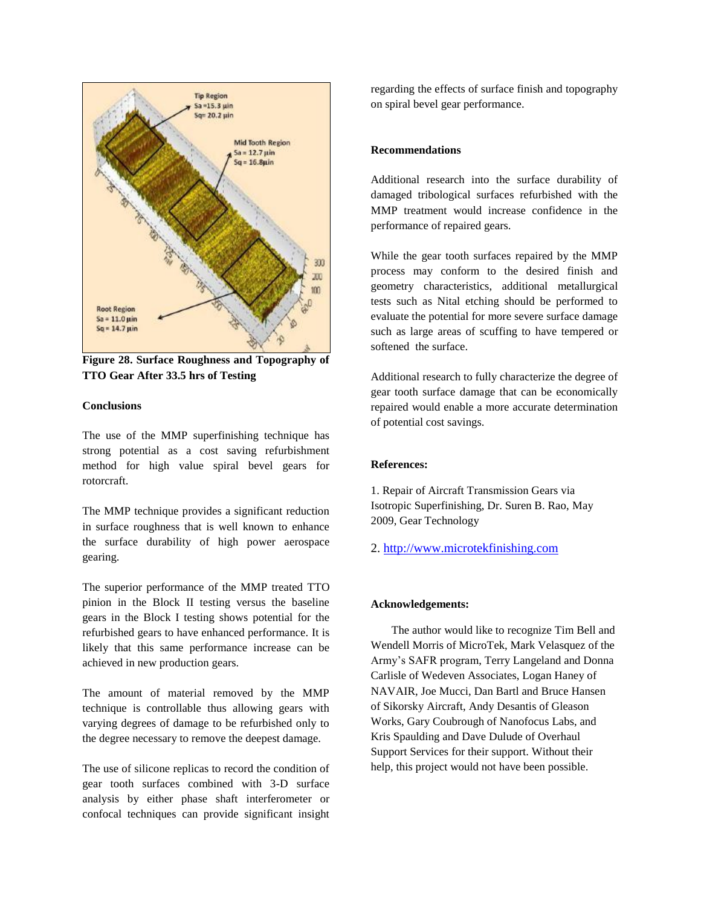Tip Region
Sa =15.3 µin
Sq= 20.2 µin

Mid Tooth Region
Sa = 12.7 µin
Sq = 16.8µin

Root Region
Sa = 11.0 µin
Sq = 14.7 µin

**Figure 28. Surface Roughness and Topography of TTO Gear After 33.5 hrs of Testing**

**Conclusions**

The use of the MMP superfinishing technique has strong potential as a cost saving refurbishment method for high value spiral bevel gears for rotorcraft.

The MMP technique provides a significant reduction in surface roughness that is well known to enhance the surface durability of high power aerospace gearing.

The superior performance of the MMP treated TTO pinion in the Block II testing versus the baseline gears in the Block I testing shows potential for the refurbished gears to have enhanced performance. It is likely that this same performance increase can be achieved in new production gears.

The amount of material removed by the MMP technique is controllable thus allowing gears with varying degrees of damage to be refurbished only to the degree necessary to remove the deepest damage.

The use of silicone replicas to record the condition of gear tooth surfaces combined with 3-D surface analysis by either phase shaft interferometer or confocal techniques can provide significant insight regarding the effects of surface finish and topography on spiral bevel gear performance.

**Recommendations**

Additional research into the surface durability of damaged tribological surfaces refurbished with the MMP treatment would increase confidence in the performance of repaired gears.

While the gear tooth surfaces repaired by the MMP process may conform to the desired finish and geometry characteristics, additional metallurgical tests such as Nital etching should be performed to evaluate the potential for more severe surface damage such as large areas of scuffing to have tempered or softened the surface.

Additional research to fully characterize the degree of gear tooth surface damage that can be economically repaired would enable a more accurate determination of potential cost savings.

**References:**

1. Repair of Aircraft Transmission Gears via Isotropic Superfinishing, Dr. Suren B. Rao, May 2009, Gear Technology

2. http://www.microtekfinishing.com

**Acknowledgements:**

The author would like to recognize Tim Bell and Wendell Morris of MicroTek, Mark Velasquez of the Army's SAFR program, Terry Langeland and Donna Carlisle of Wedeven Associates, Logan Haney of NAVAIR, Joe Mucci, Dan Bartl and Bruce Hansen of Sikorsky Aircraft, Andy Desantis of Gleason Works, Gary Coubrough of Nanofocus Labs, and Kris Spaulding and Dave Dulude of Overhaul Support Services for their support. Without their help, this project would not have been possible.